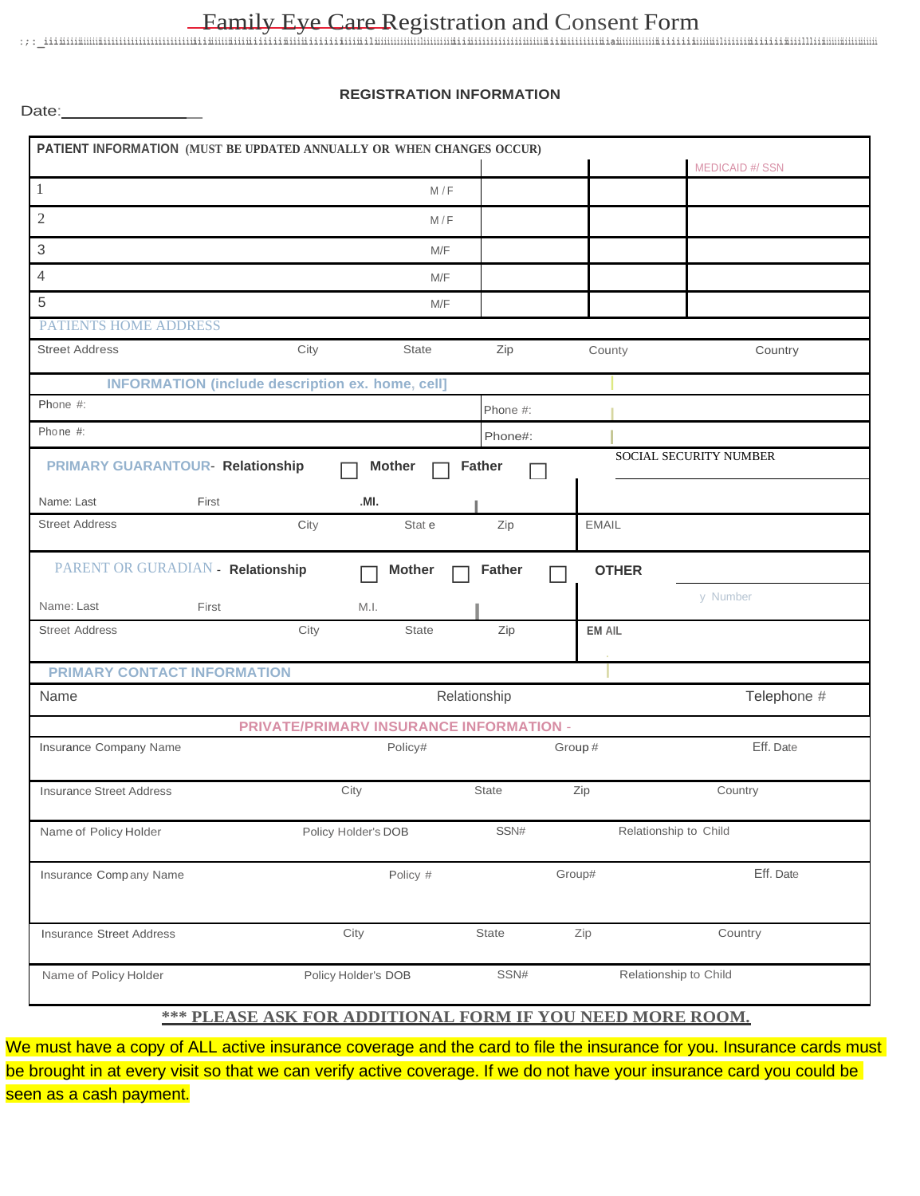# Family Eye Care Registration and Consent Form

## REGISTRATION INFORMATION

Date:_______________

| PATIENT INFORMATION (MUST BE UPDATED ANNUALLY OR WHEN CHANGES OCCUR) | | | | MEDICAID #/ SSN |
|---|---|---|---|---|
| 1 | M / F | | | |
| 2 | M / F | | | |
| 3 | M/F | | | |
| 4 | M/F | | | |
| 5 | M/F | | | |

PATIENTS HOME ADDRESS

| Street Address | City | State | Zip | County | Country |
|---|---|---|---|---|---|
| | | | | | |

INFORMATION (include description ex. home, cell]

| Phone #: | Phone #: |
|---|---|
| Phone #: | Phone#: |

PRIMARY GUARANTOUR- Relationship ☐ Mother ☐ Father ☐ SOCIAL SECURITY NUMBER

| Name: Last | First | .MI. | | |
|---|---|---|---|---|
| Street Address | City | Stat e | Zip | EMAIL |

PARENT OR GURADIAN - Relationship ☐ Mother ☐ Father ☐ OTHER

y Number

| Name: Last | First | M.I. | | |
|---|---|---|---|---|
| Street Address | City | State | Zip | EM AIL |

PRIMARY CONTACT INFORMATION

| Name | Relationship | Telephone # |
|---|---|---|
| | | |

PRIVATE/PRIMARV INSURANCE INFORMATION -

| Insurance Company Name | Policy# | Group # | Eff. Date | |
|---|---|---|---|---|
| Insurance Street Address | City | State | Zip | Country |
| Name of Policy Holder | Policy Holder's DOB | SSN# | Relationship to Child | |
| Insurance Company Name | Policy # | Group# | Eff. Date | |
| Insurance Street Address | City | State | Zip | Country |
| Name of Policy Holder | Policy Holder's DOB | SSN# | Relationship to Child | |

**\*\*\* PLEASE ASK FOR ADDITIONAL FORM IF YOU NEED MORE ROOM.**

We must have a copy of ALL active insurance coverage and the card to file the insurance for you. Insurance cards must be brought in at every visit so that we can verify active coverage. If we do not have your insurance card you could be seen as a cash payment.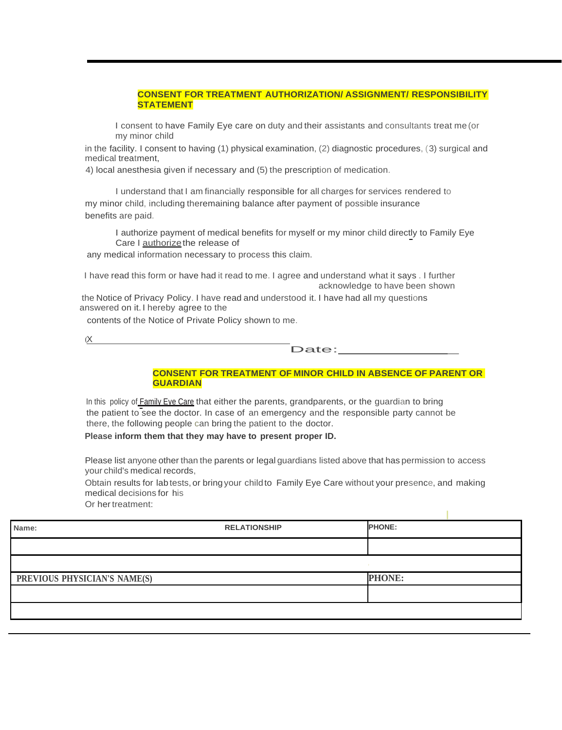## CONSENT FOR TREATMENT AUTHORIZATION/ ASSIGNMENT/ RESPONSIBILITY STATEMENT

I consent to have Family Eye care on duty and their assistants and consultants treat me (or my minor child in the facility. I consent to having (1) physical examination, (2) diagnostic procedures, (3) surgical and medical treatment, 4) local anesthesia given if necessary and (5) the prescription of medication.

I understand that I am financially responsible for all charges for services rendered to my minor child, including theremaining balance after payment of possible insurance benefits are paid.

I authorize payment of medical benefits for myself or my minor child directly to Family Eye Care I authorize the release of any medical information necessary to process this claim.

I have read this form or have had it read to me. I agree and understand what it says . I further acknowledge to have been shown the Notice of Privacy Policy. I have read and understood it. I have had all my questions answered on it. I hereby agree to the contents of the Notice of Private Policy shown to me.

(X_______________________________________ Date:__________________

## CONSENT FOR TREATMENT OF MINOR CHILD IN ABSENCE OF PARENT OR GUARDIAN

In this policy of Family Eye Care that either the parents, grandparents, or the guardian to bring the patient to see the doctor. In case of an emergency and the responsible party cannot be there, the following people can bring the patient to the doctor.

**Please inform them that they may have to present proper ID.**

Please list anyone other than the parents or legal guardians listed above that has permission to access your child's medical records, Obtain results for lab tests, or bring your child to Family Eye Care without your presence, and making medical decisions for his Or her treatment:

| Name: | RELATIONSHIP | PHONE: |
|---|---|---|
| | | |
| | | |
| **PREVIOUS PHYSICIAN'S NAME(S)** | | **PHONE:** |
| | | |
| | | |